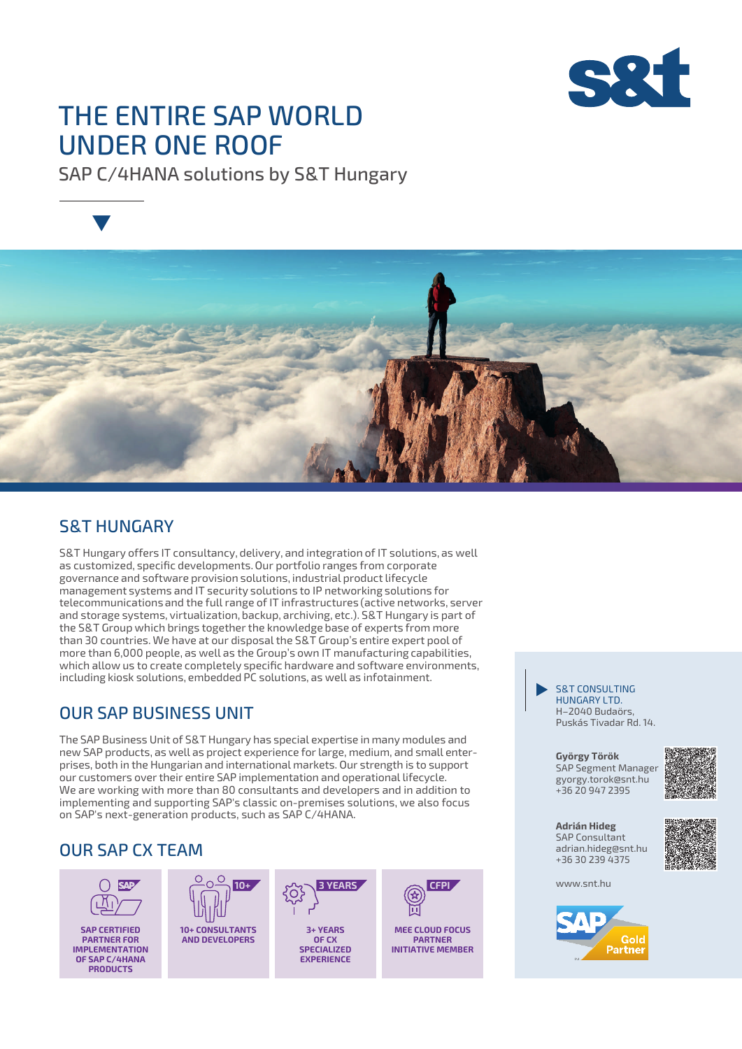# THE ENTIRE SAP WORLD UNDER ONE ROOF

SAP C/4HANA solutions by S&T Hungary

## S&T HUNGARY

S&T Hungary offers IT consultancy, delivery, and integration of IT solutions, as well as customized, specific developments. Our portfolio ranges from corporate governance and software provision solutions, industrial product lifecycle management systems and IT security solutions to IP networking solutions for telecommunications and the full range of IT infrastructures (active networks, server and storage systems, virtualization, backup, archiving, etc.). S&T Hungary is part of the S&T Group which brings together the knowledge base of experts from more than 30 countries. We have at our disposal the S&T Group's entire expert pool of more than 6,000 people, as well as the Group's own IT manufacturing capabilities, which allow us to create completely specific hardware and software environments, including kiosk solutions, embedded PC solutions, as well as infotainment.

## OUR SAP BUSINESS UNIT

The SAP Business Unit of S&T Hungary has special expertise in many modules and new SAP products, as well as project experience for large, medium, and small enterprises, both in the Hungarian and international markets. Our strength is to support our customers over their entire SAP implementation and operational lifecycle. We are working with more than 80 consultants and developers and in addition to implementing and supporting SAP's classic on-premises solutions, we also focus on SAP's next-generation products, such as SAP C/4HANA.

## OUR SAP CX TEAM

- **SAP** — SAP CERTIFIED PARTNER FOR IMPLEMENTATION OF SAP C/4HANA PRODUCTS
- **10+** — 10+ CONSULTANTS AND DEVELOPERS
- **3 YEARS** — 3+ YEARS OF CX SPECIALIZED EXPERIENCE
- **CFPI** — MEE CLOUD FOCUS PARTNER INITIATIVE MEMBER

S&T CONSULTING HUNGARY LTD.
H–2040 Budaörs,
Puskás Tivadar Rd. 14.

**György Török**
SAP Segment Manager
gyorgy.torok@snt.hu
+36 20 947 2395

**Adrián Hideg**
SAP Consultant
adrian.hideg@snt.hu
+36 30 239 4375

www.snt.hu

SAP Gold Partner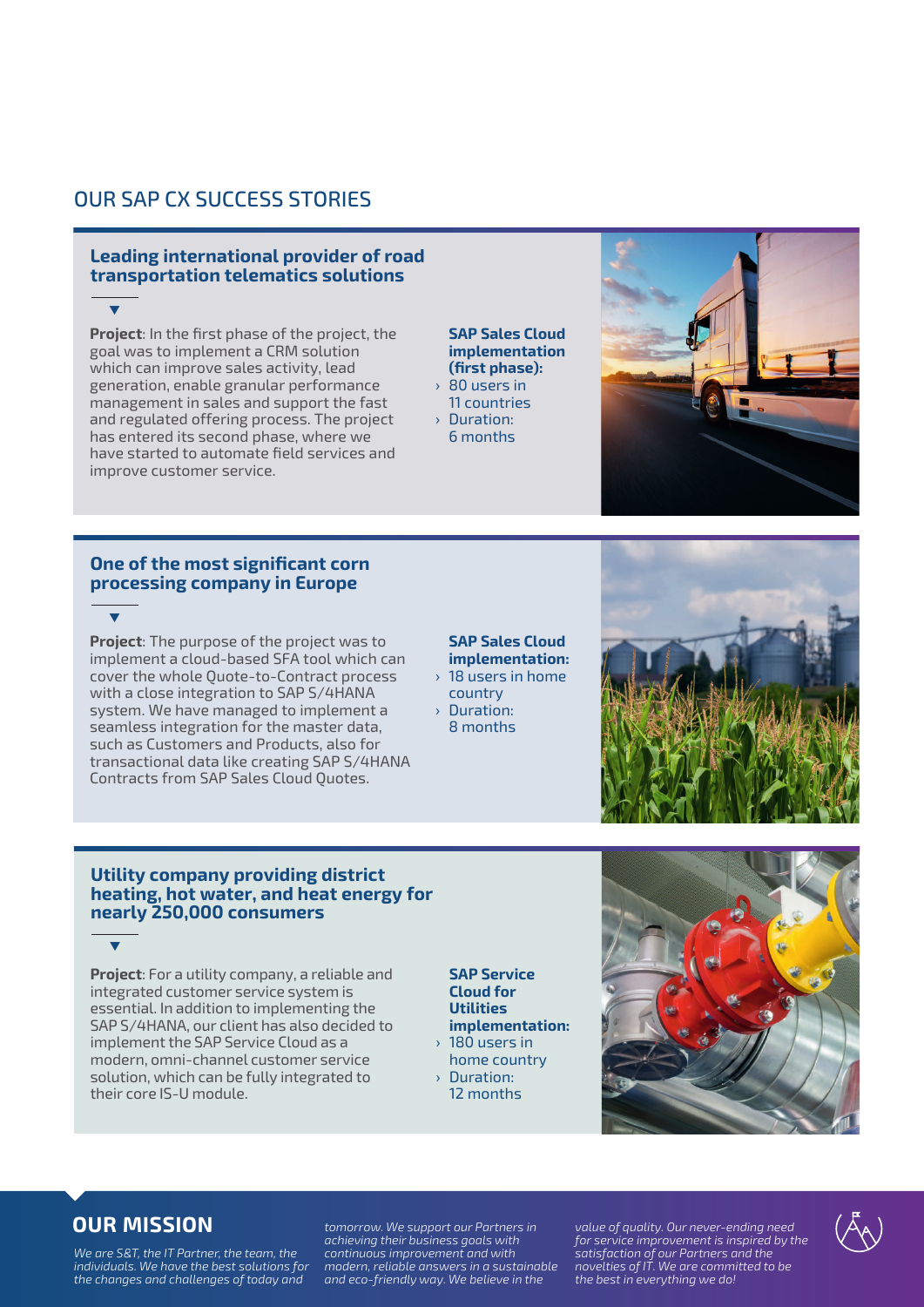## OUR SAP CX SUCCESS STORIES

### Leading international provider of road transportation telematics solutions

**Project**: In the first phase of the project, the goal was to implement a CRM solution which can improve sales activity, lead generation, enable granular performance management in sales and support the fast and regulated offering process. The project has entered its second phase, where we have started to automate field services and improve customer service.

**SAP Sales Cloud implementation (first phase):**

- 80 users in 11 countries
- Duration: 6 months

### One of the most significant corn processing company in Europe

**Project**: The purpose of the project was to implement a cloud-based SFA tool which can cover the whole Quote-to-Contract process with a close integration to SAP S/4HANA system. We have managed to implement a seamless integration for the master data, such as Customers and Products, also for transactional data like creating SAP S/4HANA Contracts from SAP Sales Cloud Quotes.

**SAP Sales Cloud implementation:**

- 18 users in home country
- Duration: 8 months

### Utility company providing district heating, hot water, and heat energy for nearly 250,000 consumers

**Project**: For a utility company, a reliable and integrated customer service system is essential. In addition to implementing the SAP S/4HANA, our client has also decided to implement the SAP Service Cloud as a modern, omni-channel customer service solution, which can be fully integrated to their core IS-U module.

**SAP Service Cloud for Utilities implementation:**

- 180 users in home country
- Duration: 12 months

## OUR MISSION

*We are S&T, the IT Partner, the team, the individuals. We have the best solutions for the changes and challenges of today and tomorrow. We support our Partners in achieving their business goals with continuous improvement and with modern, reliable answers in a sustainable and eco-friendly way. We believe in the value of quality. Our never-ending need for service improvement is inspired by the satisfaction of our Partners and the novelties of IT. We are committed to be the best in everything we do!*